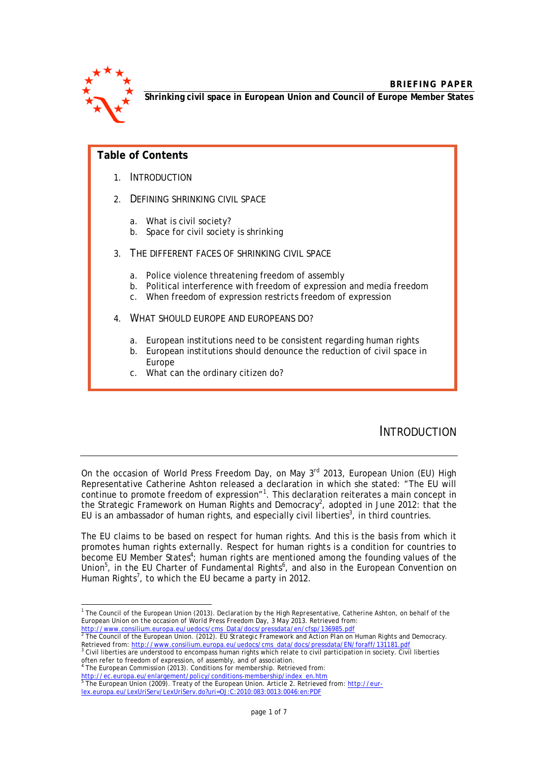**BRIEFING PAPER**

**Shrinking civil space in European Union and Council of Europe Member States**

## Table of Contents

1. INTRODUCTION
2. DEFINING SHRINKING CIVIL SPACE
   a. What is civil society?
   b. Space for civil society is shrinking
3. THE DIFFERENT FACES OF SHRINKING CIVIL SPACE
   a. Police violence threatening freedom of assembly
   b. Political interference with freedom of expression and media freedom
   c. When freedom of expression restricts freedom of expression
4. WHAT SHOULD EUROPE AND EUROPEANS DO?
   a. European institutions need to be consistent regarding human rights
   b. European institutions should denounce the reduction of civil space in Europe
   c. What can the ordinary citizen do?

## INTRODUCTION

On the occasion of World Press Freedom Day, on May 3rd 2013, European Union (EU) High Representative Catherine Ashton released a declaration in which she stated: "The EU will continue to promote freedom of expression"[1]. This declaration reiterates a main concept in the Strategic Framework on Human Rights and Democracy[2], adopted in June 2012: that the EU is an ambassador of human rights, and especially civil liberties[3], in third countries.

The EU claims to be based on respect for human rights. And this is the basis from which it promotes human rights externally. Respect for human rights is a condition for countries to become EU Member States[4]; human rights are mentioned among the founding values of the Union[5], in the EU Charter of Fundamental Rights[6], and also in the European Convention on Human Rights[7], to which the EU became a party in 2012.

---

[1] The Council of the European Union (2013). *Declaration by the High Representative, Catherine Ashton, on behalf of the European Union on the occasion of World Press Freedom Day, 3 May 2013.* Retrieved from: http://www.consilium.europa.eu/uedocs/cms_Data/docs/pressdata/en/cfsp/136985.pdf

[2] The Council of the European Union. (2012). *EU Strategic Framework and Action Plan on Human Rights and Democracy.* Retrieved from: http://www.consilium.europa.eu/uedocs/cms_data/docs/pressdata/EN/foraff/131181.pdf

[3] Civil liberties are understood to encompass human rights which relate to civil participation in society. Civil liberties often refer to freedom of expression, of assembly, and of association.

[4] The European Commission (2013). Conditions for membership. Retrieved from: http://ec.europa.eu/enlargement/policy/conditions-membership/index_en.htm

[5] The European Union (2009). Treaty of the European Union. Article 2. Retrieved from: http://eur-lex.europa.eu/LexUriServ/LexUriServ.do?uri=OJ:C:2010:083:0013:0046:en:PDF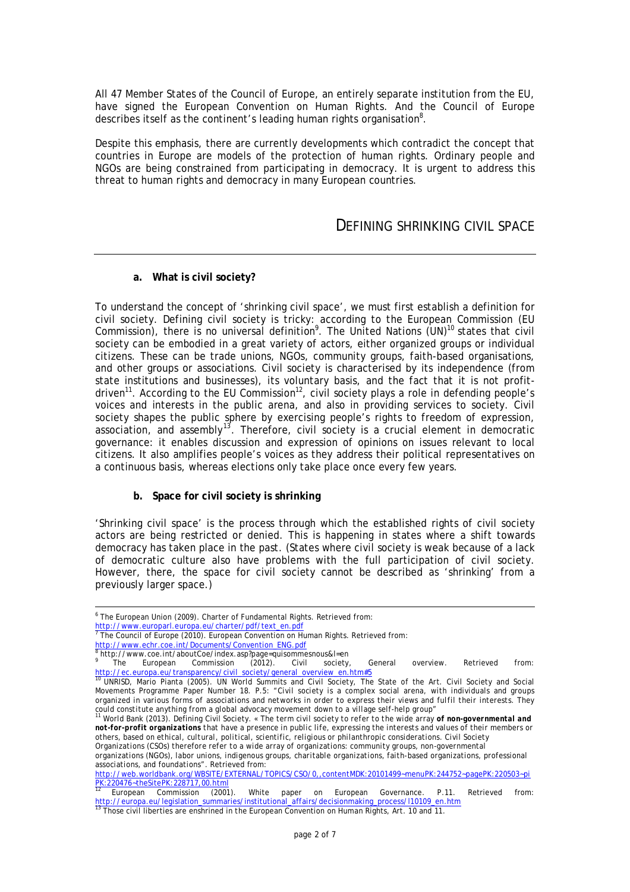All 47 Member States of the Council of Europe, an entirely separate institution from the EU, have signed the European Convention on Human Rights. And the Council of Europe describes itself as the continent's leading human rights organisation[8].

Despite this emphasis, there are currently developments which contradict the concept that countries in Europe are models of the protection of human rights. Ordinary people and NGOs are being constrained from participating in democracy. It is urgent to address this threat to human rights and democracy in many European countries.

## DEFINING SHRINKING CIVIL SPACE

### a. What is civil society?

To understand the concept of 'shrinking civil space', we must first establish a definition for civil society. Defining civil society is tricky: according to the European Commission (EU Commission), there is no universal definition[9]. The United Nations (UN)[10] states that civil society can be embodied in a great variety of actors, either organized groups or individual citizens. These can be trade unions, NGOs, community groups, faith-based organisations, and other groups or associations. Civil society is characterised by its independence (from state institutions and businesses), its voluntary basis, and the fact that it is not profit-driven[11]. According to the EU Commission[12], civil society plays a role in defending people's voices and interests in the public arena, and also in providing services to society. Civil society shapes the public sphere by exercising people's rights to freedom of expression, association, and assembly[13]. Therefore, civil society is a crucial element in democratic governance: it enables discussion and expression of opinions on issues relevant to local citizens. It also amplifies people's voices as they address their political representatives on a continuous basis, whereas elections only take place once every few years.

### b. Space for civil society is shrinking

'Shrinking civil space' is the process through which the established rights of civil society actors are being restricted or denied. This is happening in states where a shift towards democracy has taken place in the past. (States where civil society is weak because of a lack of democratic culture also have problems with the full participation of civil society. However, there, the space for civil society cannot be described as 'shrinking' from a previously larger space.)

---

[6] The European Union (2009). Charter of Fundamental Rights. Retrieved from: http://www.europarl.europa.eu/charter/pdf/text_en.pdf

[7] The Council of Europe (2010). European Convention on Human Rights. Retrieved from: http://www.echr.coe.int/Documents/Convention_ENG.pdf

[8] http://www.coe.int/aboutCoe/index.asp?page=quisommesnous&l=en

[9] The European Commission (2012). Civil society, General overview. Retrieved from: http://ec.europa.eu/transparency/civil_society/general_overview_en.htm#5

[10] UNRISD, Mario Pianta (2005). UN World Summits and Civil Society, The State of the Art. Civil Society and Social Movements Programme Paper Number 18. P.5: "Civil society is a complex social arena, with individuals and groups organized in various forms of associations and networks in order to express their views and fulfil their interests. They could constitute anything from a global advocacy movement down to a village self-help group"

[11] World Bank (2013). Defining Civil Society. « The term civil society to refer to the wide array ***of non-governmental and not-for-profit organizations*** that have a presence in public life, expressing the interests and values of their members or others, based on ethical, cultural, political, scientific, religious or philanthropic considerations. Civil Society Organizations (CSOs) therefore refer to a wide array of organizations: community groups, non-governmental organizations (NGOs), labor unions, indigenous groups, charitable organizations, faith-based organizations, professional associations, and foundations". Retrieved from: http://web.worldbank.org/WBSITE/EXTERNAL/TOPICS/CSO/0,,contentMDK:20101499~menuPK:244752~pagePK:220503~piPK:220476~theSitePK:228717,00.html

[12] European Commission (2001). White paper on European Governance. P.11. Retrieved from: http://europa.eu/legislation_summaries/institutional_affairs/decisionmaking_process/l10109_en.htm

[13] Those civil liberties are enshrined in the European Convention on Human Rights, Art. 10 and 11.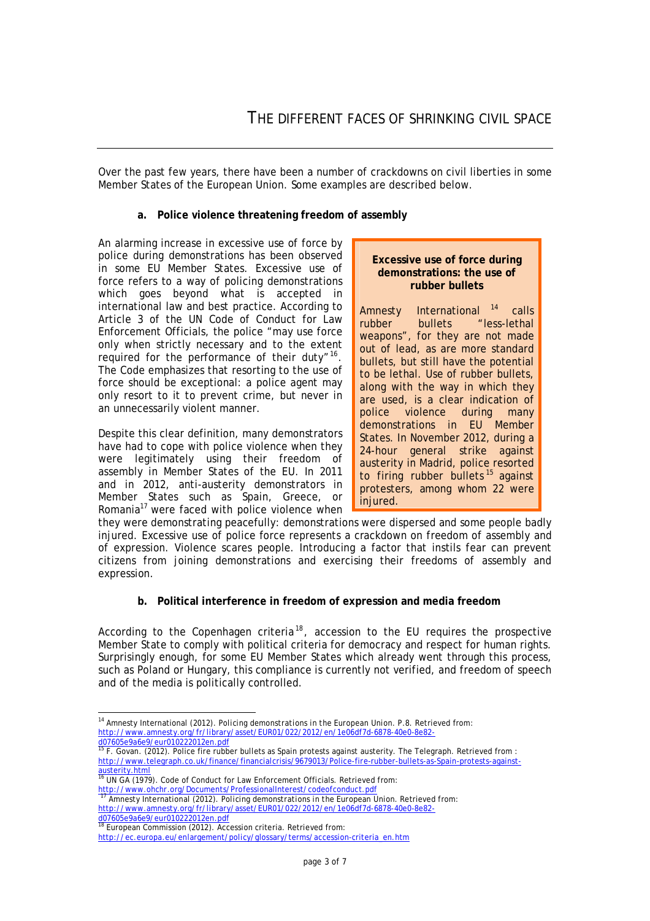# THE DIFFERENT FACES OF SHRINKING CIVIL SPACE

Over the past few years, there have been a number of crackdowns on civil liberties in some Member States of the European Union. Some examples are described below.

## a. Police violence threatening freedom of assembly

An alarming increase in excessive use of force by police during demonstrations has been observed in some EU Member States. Excessive use of force refers to a way of policing demonstrations which goes beyond what is accepted in international law and best practice. According to Article 3 of the UN Code of Conduct for Law Enforcement Officials, the police "may use force only when strictly necessary and to the extent required for the performance of their duty"[16]. The Code emphasizes that resorting to the use of force should be exceptional: a police agent may only resort to it to prevent crime, but never in an unnecessarily violent manner.

Despite this clear definition, many demonstrators have had to cope with police violence when they were legitimately using their freedom of assembly in Member States of the EU. In 2011 and in 2012, anti-austerity demonstrators in Member States such as Spain, Greece, or Romania[17] were faced with police violence when they were demonstrating peacefully: demonstrations were dispersed and some people badly injured. Excessive use of police force represents a crackdown on freedom of assembly and of expression. Violence scares people. Introducing a factor that instils fear can prevent citizens from joining demonstrations and exercising their freedoms of assembly and expression.

> **Excessive use of force during demonstrations: the use of rubber bullets**
>
> Amnesty International [14] calls rubber bullets "less-lethal weapons", for they are not made out of lead, as are more standard bullets, but still have the potential to be lethal. Use of rubber bullets, along with the way in which they are used, is a clear indication of police violence during many demonstrations in EU Member States. In November 2012, during a 24-hour general strike against austerity in Madrid, police resorted to firing rubber bullets[15] against protesters, among whom 22 were injured.

## b. Political interference in freedom of expression and media freedom

According to the Copenhagen criteria[18], accession to the EU requires the prospective Member State to comply with political criteria for democracy and respect for human rights. Surprisingly enough, for some EU Member States which already went through this process, such as Poland or Hungary, this compliance is currently not verified, and freedom of speech and of the media is politically controlled.

---

[14] Amnesty International (2012). *Policing demonstrations in the European Union*. P.8. Retrieved from: http://www.amnesty.org/fr/library/asset/EUR01/022/2012/en/1e06df7d-6878-40e0-8e82-d07605e9a6e9/eur010222012en.pdf

[15] F. Govan. (2012). *Police fire rubber bullets as Spain protests against austerity*. The Telegraph. Retrieved from : http://www.telegraph.co.uk/finance/financialcrisis/9679013/Police-fire-rubber-bullets-as-Spain-protests-against-austerity.html

[16] UN GA (1979). *Code of Conduct for Law Enforcement Officials*. Retrieved from: http://www.ohchr.org/Documents/ProfessionalInterest/codeofconduct.pdf

[17] Amnesty International (2012). *Policing demonstrations in the European Union*. Retrieved from: http://www.amnesty.org/fr/library/asset/EUR01/022/2012/en/1e06df7d-6878-40e0-8e82-d07605e9a6e9/eur010222012en.pdf

[18] European Commission (2012). *Accession criteria*. Retrieved from: http://ec.europa.eu/enlargement/policy/glossary/terms/accession-criteria_en.htm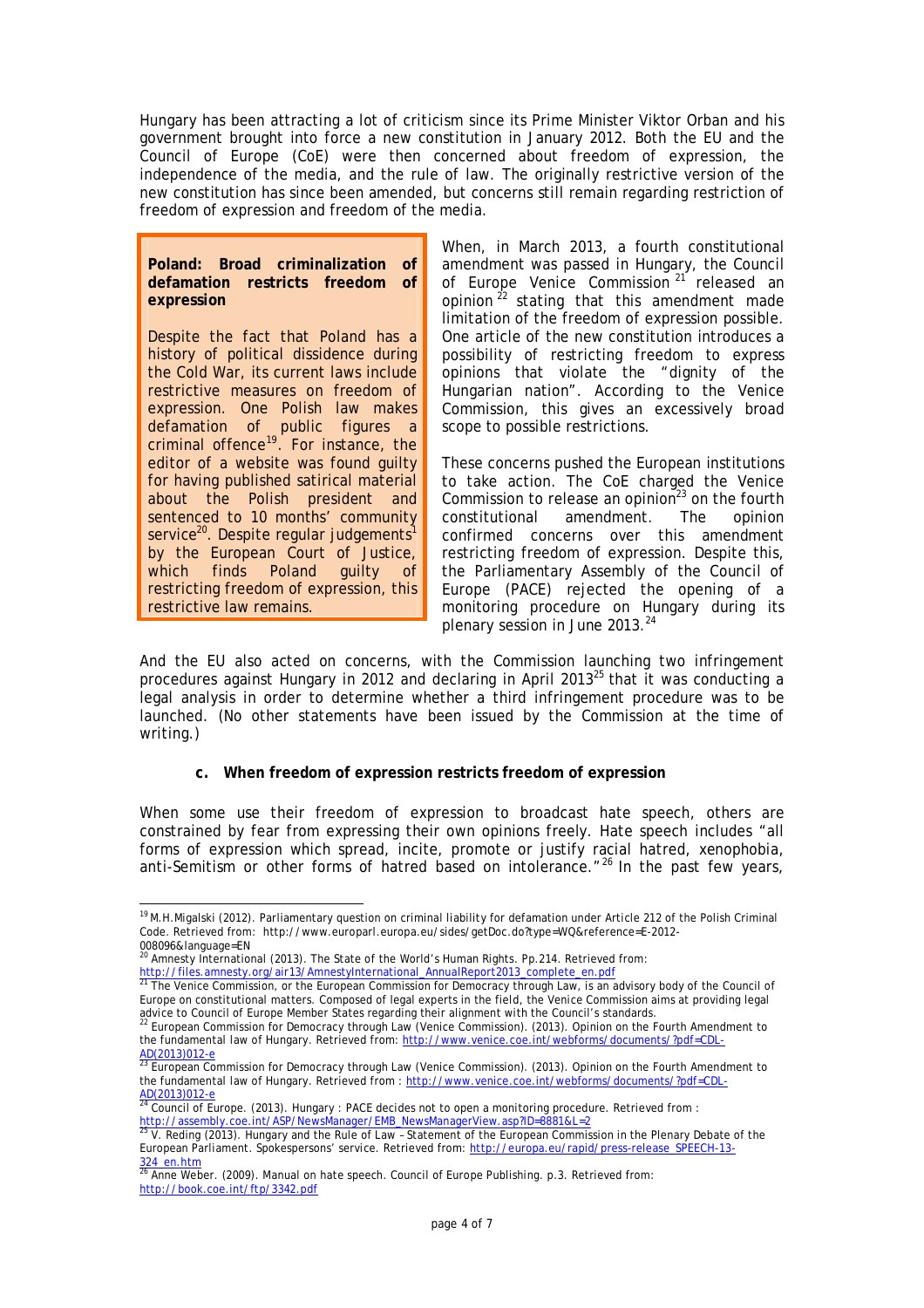Hungary has been attracting a lot of criticism since its Prime Minister Viktor Orban and his government brought into force a new constitution in January 2012. Both the EU and the Council of Europe (CoE) were then concerned about freedom of expression, the independence of the media, and the rule of law. The originally restrictive version of the new constitution has since been amended, but concerns still remain regarding restriction of freedom of expression and freedom of the media.

> **Poland: Broad criminalization of defamation restricts freedom of expression**
>
> Despite the fact that Poland has a history of political dissidence during the Cold War, its current laws include restrictive measures on freedom of expression. One Polish law makes defamation of public figures a criminal offence[19]. For instance, the editor of a website was found guilty for having published satirical material about the Polish president and sentenced to 10 months' community service[20]. Despite regular judgements[1] by the European Court of Justice, which finds Poland guilty of restricting freedom of expression, this restrictive law remains.

When, in March 2013, a fourth constitutional amendment was passed in Hungary, the Council of Europe Venice Commission[21] released an opinion[22] stating that this amendment made limitation of the freedom of expression possible. One article of the new constitution introduces a possibility of restricting freedom to express opinions that violate the "dignity of the Hungarian nation". According to the Venice Commission, this gives an excessively broad scope to possible restrictions.

These concerns pushed the European institutions to take action. The CoE charged the Venice Commission to release an opinion[23] on the fourth constitutional amendment. The opinion confirmed concerns over this amendment restricting freedom of expression. Despite this, the Parliamentary Assembly of the Council of Europe (PACE) rejected the opening of a monitoring procedure on Hungary during its plenary session in June 2013.[24]

And the EU also acted on concerns, with the Commission launching two infringement procedures against Hungary in 2012 and declaring in April 2013[25] that it was conducting a legal analysis in order to determine whether a third infringement procedure was to be launched. (No other statements have been issued by the Commission at the time of writing.)

#### c. When freedom of expression restricts freedom of expression

When some use their freedom of expression to broadcast hate speech, others are constrained by fear from expressing their own opinions freely. Hate speech includes "all forms of expression which spread, incite, promote or justify racial hatred, xenophobia, anti-Semitism or other forms of hatred based on intolerance."[26] In the past few years,

---

[19] M.H.Migalski (2012). *Parliamentary question on criminal liability for defamation under Article 212 of the Polish Criminal Code*. Retrieved from: http://www.europarl.europa.eu/sides/getDoc.do?type=WQ&reference=E-2012-008096&language=EN

[20] Amnesty International (2013). *The State of the World's Human Rights*. Pp.214. Retrieved from: http://files.amnesty.org/air13/AmnestyInternational_AnnualReport2013_complete_en.pdf

[21] The Venice Commission, or the European Commission for Democracy through Law, is an advisory body of the Council of Europe on constitutional matters. Composed of legal experts in the field, the Venice Commission aims at providing legal advice to Council of Europe Member States regarding their alignment with the Council's standards.

[22] European Commission for Democracy through Law (Venice Commission). (2013). *Opinion on the Fourth Amendment to the fundamental law of Hungary*. Retrieved from: http://www.venice.coe.int/webforms/documents/?pdf=CDL-AD(2013)012-e

[23] European Commission for Democracy through Law (Venice Commission). (2013). *Opinion on the Fourth Amendment to the fundamental law of Hungary*. Retrieved from : http://www.venice.coe.int/webforms/documents/?pdf=CDL-AD(2013)012-e

[24] Council of Europe. (2013). *Hungary : PACE decides not to open a monitoring procedure*. Retrieved from : http://assembly.coe.int/ASP/NewsManager/EMB_NewsManagerView.asp?ID=8881&L=2

[25] V. Reding (2013). *Hungary and the Rule of Law – Statement of the European Commission in the Plenary Debate of the European Parliament*. Spokespersons' service. Retrieved from: http://europa.eu/rapid/press-release_SPEECH-13-324_en.htm

[26] Anne Weber. (2009). *Manual on hate speech*. Council of Europe Publishing. p.3. Retrieved from: http://book.coe.int/ftp/3342.pdf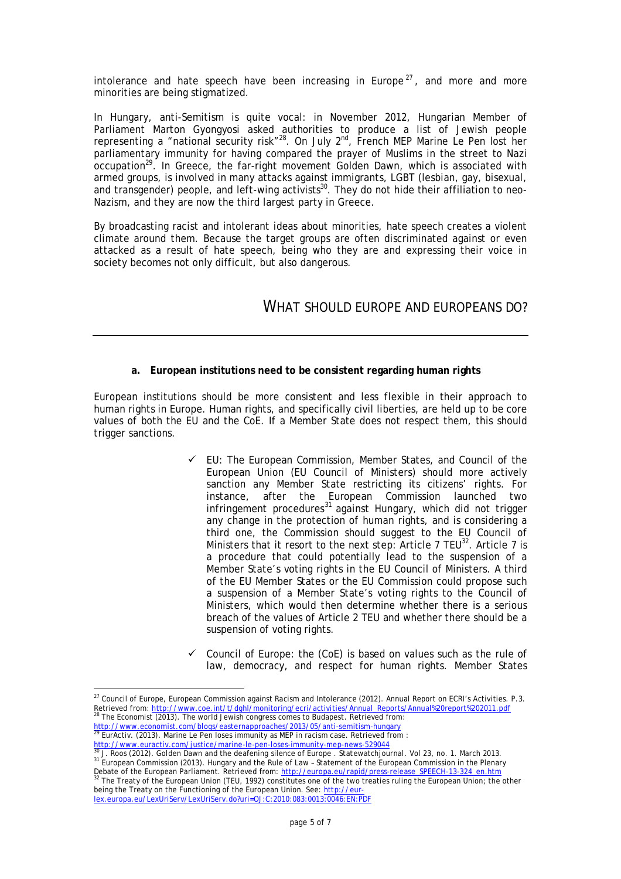intolerance and hate speech have been increasing in Europe[27], and more and more minorities are being stigmatized.

In Hungary, anti-Semitism is quite vocal: in November 2012, Hungarian Member of Parliament Marton Gyongyosi asked authorities to produce a list of Jewish people representing a "national security risk"[28]. On July 2nd, French MEP Marine Le Pen lost her parliamentary immunity for having compared the prayer of Muslims in the street to Nazi occupation[29]. In Greece, the far-right movement Golden Dawn, which is associated with armed groups, is involved in many attacks against immigrants, LGBT (lesbian, gay, bisexual, and transgender) people, and left-wing activists[30]. They do not hide their affiliation to neo-Nazism, and they are now the third largest party in Greece.

By broadcasting racist and intolerant ideas about minorities, hate speech creates a violent climate around them. Because the target groups are often discriminated against or even attacked as a result of hate speech, being who they are and expressing their voice in society becomes not only difficult, but also dangerous.

## WHAT SHOULD EUROPE AND EUROPEANS DO?

### a. European institutions need to be consistent regarding human rights

European institutions should be more consistent and less flexible in their approach to human rights in Europe. Human rights, and specifically civil liberties, are held up to be core values of both the EU and the CoE. If a Member State does not respect them, this should trigger sanctions.

- ✓ EU: The European Commission, Member States, and Council of the European Union (EU Council of Ministers) should more actively sanction any Member State restricting its citizens' rights. For instance, after the European Commission launched two infringement procedures[31] against Hungary, which did not trigger any change in the protection of human rights, and is considering a third one, the Commission should suggest to the EU Council of Ministers that it resort to the next step: Article 7 TEU[32]. Article 7 is a procedure that could potentially lead to the suspension of a Member State's voting rights in the EU Council of Ministers. A third of the EU Member States or the EU Commission could propose such a suspension of a Member State's voting rights to the Council of Ministers, which would then determine whether there is a serious breach of the values of Article 2 TEU and whether there should be a suspension of voting rights.
- ✓ Council of Europe: the (CoE) is based on values such as the rule of law, democracy, and respect for human rights. Member States

---

[27] Council of Europe, European Commission against Racism and Intolerance (2012). Annual Report on ECRI's Activities. P.3. Retrieved from: http://www.coe.int/t/dghl/monitoring/ecri/activities/Annual_Reports/Annual%20report%202011.pdf

[28] The Economist (2013). The world Jewish congress comes to Budapest. Retrieved from: http://www.economist.com/blogs/easternapproaches/2013/05/anti-semitism-hungary

[29] EurActiv. (2013). Marine Le Pen loses immunity as MEP in racism case. Retrieved from : http://www.euractiv.com/justice/marine-le-pen-loses-immunity-mep-news-529044

[30] J. Roos (2012). Golden Dawn and the deafening silence of Europe . Statewatchjournal. Vol 23, no. 1. March 2013.

[31] European Commission (2013). Hungary and the Rule of Law – Statement of the European Commission in the Plenary Debate of the European Parliament. Retrieved from: http://europa.eu/rapid/press-release_SPEECH-13-324_en.htm

[32] The Treaty of the European Union (TEU, 1992) constitutes one of the two treaties ruling the European Union; the other being the Treaty on the Functioning of the European Union. See: http://eur-lex.europa.eu/LexUriServ/LexUriServ.do?uri=OJ:C:2010:083:0013:0046:EN:PDF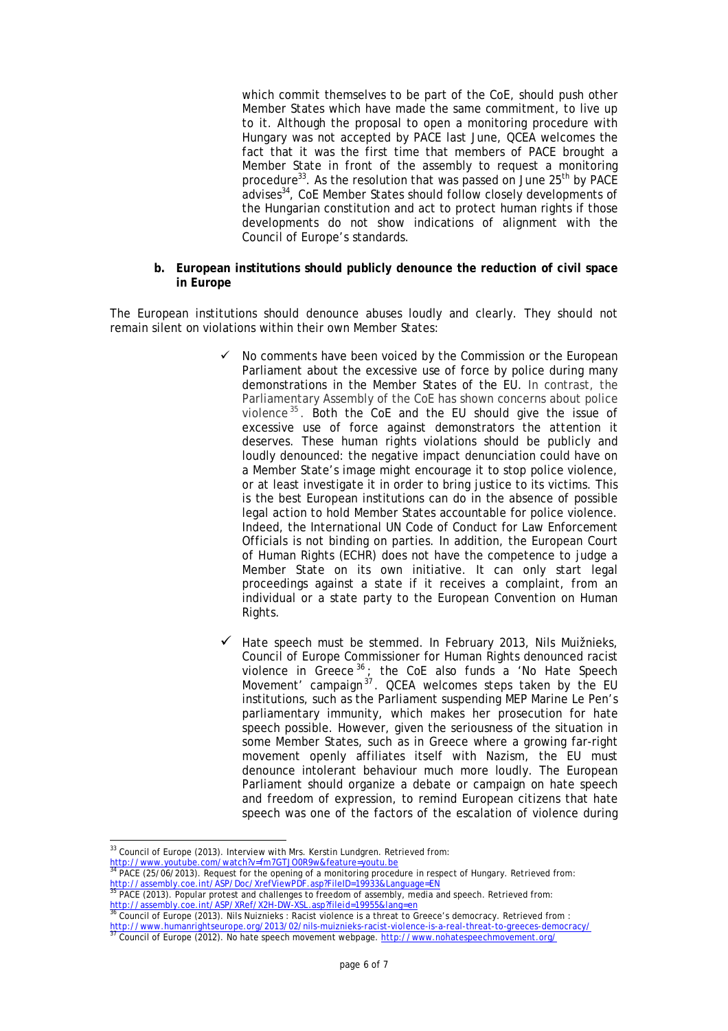which commit themselves to be part of the CoE, should push other Member States which have made the same commitment, to live up to it. Although the proposal to open a monitoring procedure with Hungary was not accepted by PACE last June, QCEA welcomes the fact that it was the first time that members of PACE brought a Member State in front of the assembly to request a monitoring procedure[33]. As the resolution that was passed on June 25th by PACE advises[34], CoE Member States should follow closely developments of the Hungarian constitution and act to protect human rights if those developments do not show indications of alignment with the Council of Europe's standards.

**b. European institutions should publicly denounce the reduction of civil space in Europe**

The European institutions should denounce abuses loudly and clearly. They should not remain silent on violations within their own Member States:

- ✓ No comments have been voiced by the Commission or the European Parliament about the excessive use of force by police during many demonstrations in the Member States of the EU. In contrast, the Parliamentary Assembly of the CoE has shown concerns about police violence[35]. Both the CoE and the EU should give the issue of excessive use of force against demonstrators the attention it deserves. These human rights violations should be publicly and loudly denounced: the negative impact denunciation could have on a Member State's image might encourage it to stop police violence, or at least investigate it in order to bring justice to its victims. This is the best European institutions can do in the absence of possible legal action to hold Member States accountable for police violence. Indeed, the International UN Code of Conduct for Law Enforcement Officials is not binding on parties. In addition, the European Court of Human Rights (ECHR) does not have the competence to judge a Member State on its own initiative. It can only start legal proceedings against a state if it receives a complaint, from an individual or a state party to the European Convention on Human Rights.

- ✓ Hate speech must be stemmed. In February 2013, Nils Muižnieks, Council of Europe Commissioner for Human Rights denounced racist violence in Greece[36]; the CoE also funds a 'No Hate Speech Movement' campaign[37]. QCEA welcomes steps taken by the EU institutions, such as the Parliament suspending MEP Marine Le Pen's parliamentary immunity, which makes her prosecution for hate speech possible. However, given the seriousness of the situation in some Member States, such as in Greece where a growing far-right movement openly affiliates itself with Nazism, the EU must denounce intolerant behaviour much more loudly. The European Parliament should organize a debate or campaign on hate speech and freedom of expression, to remind European citizens that hate speech was one of the factors of the escalation of violence during

---

[33] Council of Europe (2013). Interview with Mrs. Kerstin Lundgren. Retrieved from: http://www.youtube.com/watch?v=fm7GTJO0R9w&feature=youtu.be

[34] PACE (25/06/2013). Request for the opening of a monitoring procedure in respect of Hungary. Retrieved from: http://assembly.coe.int/ASP/Doc/XrefViewPDF.asp?FileID=19933&Language=EN

[35] PACE (2013). Popular protest and challenges to freedom of assembly, media and speech. Retrieved from: http://assembly.coe.int/ASP/XRef/X2H-DW-XSL.asp?fileid=19955&lang=en

[36] Council of Europe (2013). Nils Nuiznieks : Racist violence is a threat to Greece's democracy. Retrieved from : http://www.humanrightseurope.org/2013/02/nils-muiznieks-racist-violence-is-a-real-threat-to-greeces-democracy/

[37] Council of Europe (2012). No hate speech movement webpage. http://www.nohatespeechmovement.org/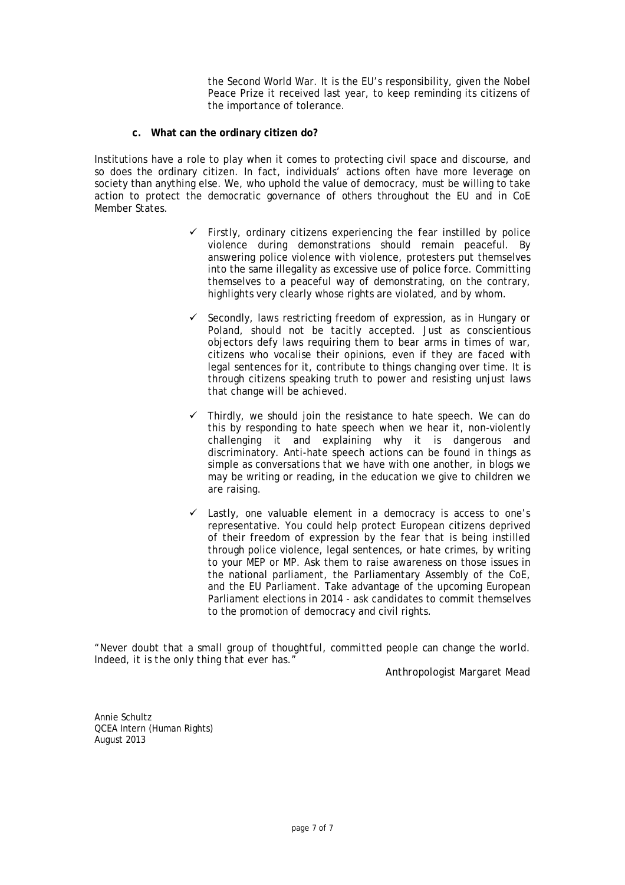the Second World War. It is the EU's responsibility, given the Nobel Peace Prize it received last year, to keep reminding its citizens of the importance of tolerance.

### c. What can the ordinary citizen do?

Institutions have a role to play when it comes to protecting civil space and discourse, and so does the ordinary citizen. In fact, individuals' actions often have more leverage on society than anything else. We, who uphold the value of democracy, must be willing to take action to protect the democratic governance of others throughout the EU and in CoE Member States.

- ✓ Firstly, ordinary citizens experiencing the fear instilled by police violence during demonstrations should remain peaceful. By answering police violence with violence, protesters put themselves into the same illegality as excessive use of police force. Committing themselves to a peaceful way of demonstrating, on the contrary, highlights very clearly whose rights are violated, and by whom.

- ✓ Secondly, laws restricting freedom of expression, as in Hungary or Poland, should not be tacitly accepted. Just as conscientious objectors defy laws requiring them to bear arms in times of war, citizens who vocalise their opinions, even if they are faced with legal sentences for it, contribute to things changing over time. It is through citizens speaking truth to power and resisting unjust laws that change will be achieved.

- ✓ Thirdly, we should join the resistance to hate speech. We can do this by responding to hate speech when we hear it, non-violently challenging it and explaining why it is dangerous and discriminatory. Anti-hate speech actions can be found in things as simple as conversations that we have with one another, in blogs we may be writing or reading, in the education we give to children we are raising.

- ✓ Lastly, one valuable element in a democracy is access to one's representative. You could help protect European citizens deprived of their freedom of expression by the fear that is being instilled through police violence, legal sentences, or hate crimes, by writing to your MEP or MP. Ask them to raise awareness on those issues in the national parliament, the Parliamentary Assembly of the CoE, and the EU Parliament. Take advantage of the upcoming European Parliament elections in 2014 - ask candidates to commit themselves to the promotion of democracy and civil rights.

*"Never doubt that a small group of thoughtful, committed people can change the world. Indeed, it is the only thing that ever has."*

Anthropologist Margaret Mead

Annie Schultz
QCEA Intern (Human Rights)
August 2013